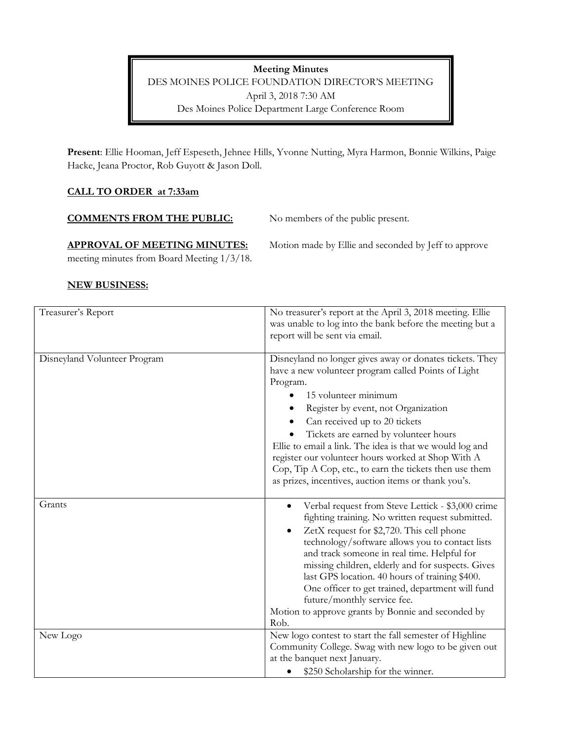**Meeting Minutes**
DES MOINES POLICE FOUNDATION DIRECTOR'S MEETING
April 3, 2018 7:30 AM
Des Moines Police Department Large Conference Room

**Present**: Ellie Hooman, Jeff Espeseth, Jehnee Hills, Yvonne Nutting, Myra Harmon, Bonnie Wilkins, Paige Hacke, Jeana Proctor, Rob Guyott & Jason Doll.

**CALL TO ORDER at 7:33am**

**COMMENTS FROM THE PUBLIC:** No members of the public present.

**APPROVAL OF MEETING MINUTES:** Motion made by Ellie and seconded by Jeff to approve meeting minutes from Board Meeting 1/3/18.

**NEW BUSINESS:**

| Item | Notes |
|---|---|
| Treasurer's Report | No treasurer's report at the April 3, 2018 meeting. Ellie was unable to log into the bank before the meeting but a report will be sent via email. |
| Disneyland Volunteer Program | Disneyland no longer gives away or donates tickets. They have a new volunteer program called Points of Light Program.<br>• 15 volunteer minimum<br>• Register by event, not Organization<br>• Can received up to 20 tickets<br>• Tickets are earned by volunteer hours<br>Ellie to email a link. The idea is that we would log and register our volunteer hours worked at Shop With A Cop, Tip A Cop, etc., to earn the tickets then use them as prizes, incentives, auction items or thank you's. |
| Grants | • Verbal request from Steve Lettick - $3,000 crime fighting training. No written request submitted.<br>• ZetX request for $2,720. This cell phone technology/software allows you to contact lists and track someone in real time. Helpful for missing children, elderly and for suspects. Gives last GPS location. 40 hours of training $400. One officer to get trained, department will fund future/monthly service fee.<br>Motion to approve grants by Bonnie and seconded by Rob. |
| New Logo | New logo contest to start the fall semester of Highline Community College. Swag with new logo to be given out at the banquet next January.<br>• $250 Scholarship for the winner. |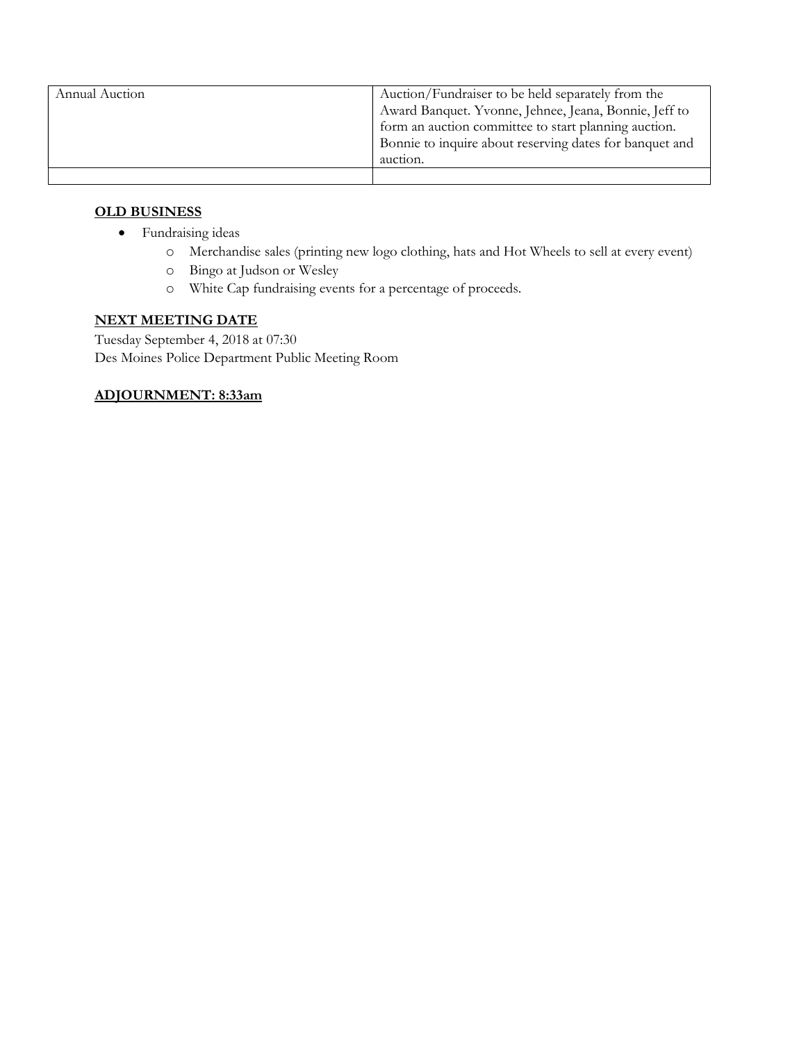| | |
|---|---|
| Annual Auction | Auction/Fundraiser to be held separately from the Award Banquet. Yvonne, Jehnee, Jeana, Bonnie, Jeff to form an auction committee to start planning auction. Bonnie to inquire about reserving dates for banquet and auction. |
| | |

**OLD BUSINESS**

- Fundraising ideas
  - Merchandise sales (printing new logo clothing, hats and Hot Wheels to sell at every event)
  - Bingo at Judson or Wesley
  - White Cap fundraising events for a percentage of proceeds.

**NEXT MEETING DATE**

Tuesday September 4, 2018 at 07:30
Des Moines Police Department Public Meeting Room

**ADJOURNMENT: 8:33am**